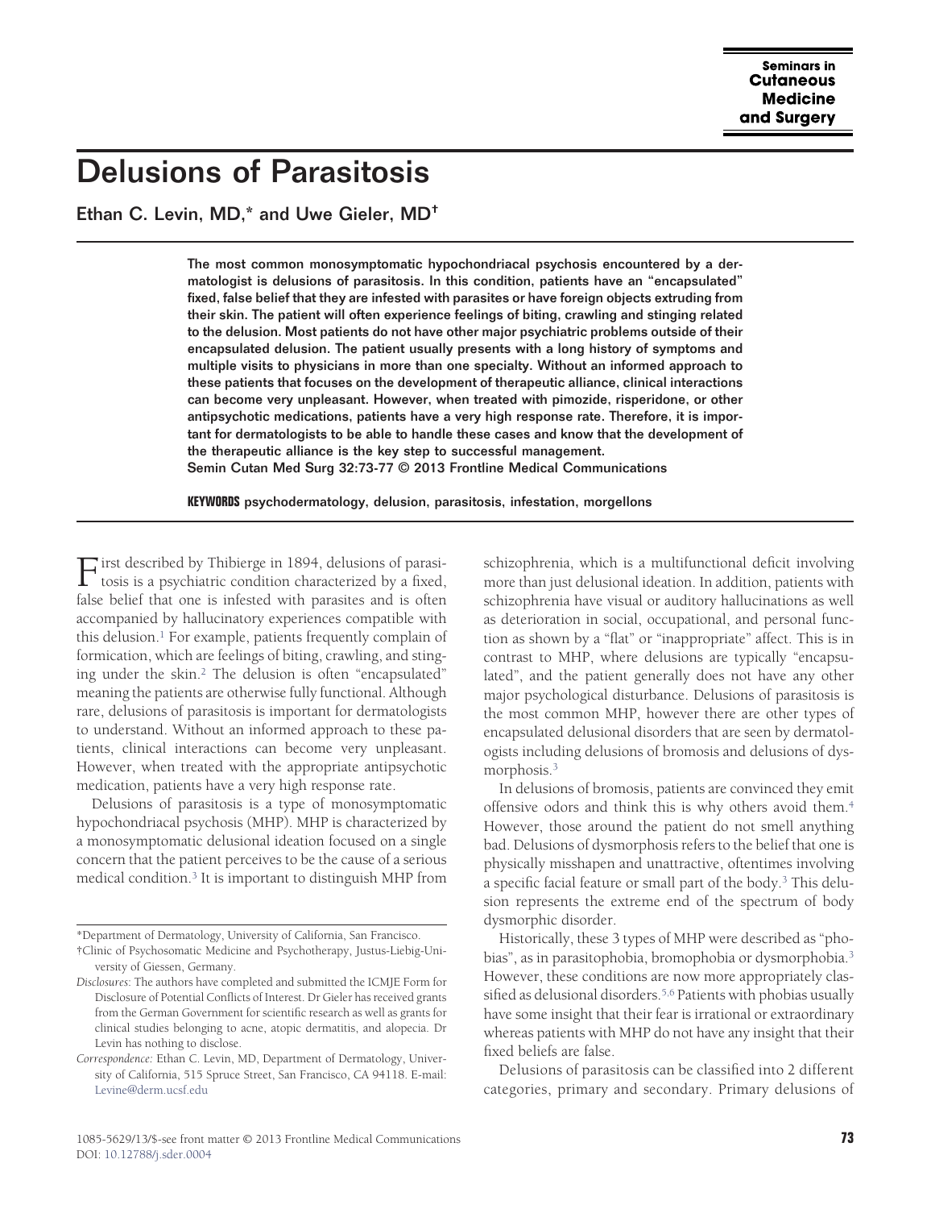# Delusions of Parasitosis

Ethan C. Levin, MD,* and Uwe Gieler, MD†

**The most common monosymptomatic hypochondriacal psychosis encountered by a dermatologist is delusions of parasitosis. In this condition, patients have an "encapsulated" fixed, false belief that they are infested with parasites or have foreign objects extruding from their skin. The patient will often experience feelings of biting, crawling and stinging related to the delusion. Most patients do not have other major psychiatric problems outside of their encapsulated delusion. The patient usually presents with a long history of symptoms and multiple visits to physicians in more than one specialty. Without an informed approach to these patients that focuses on the development of therapeutic alliance, clinical interactions can become very unpleasant. However, when treated with pimozide, risperidone, or other antipsychotic medications, patients have a very high response rate. Therefore, it is important for dermatologists to be able to handle these cases and know that the development of the therapeutic alliance is the key step to successful management.**

Semin Cutan Med Surg 32:73-77 © 2013 Frontline Medical Communications

**KEYWORDS** psychodermatology, delusion, parasitosis, infestation, morgellons

First described by Thibierge in 1894, delusions of parasitosis is a psychiatric condition characterized by a fixed, false belief that one is infested with parasites and is often accompanied by hallucinatory experiences compatible with this delusion.[1] For example, patients frequently complain of formication, which are feelings of biting, crawling, and stinging under the skin.[2] The delusion is often "encapsulated" meaning the patients are otherwise fully functional. Although rare, delusions of parasitosis is important for dermatologists to understand. Without an informed approach to these patients, clinical interactions can become very unpleasant. However, when treated with the appropriate antipsychotic medication, patients have a very high response rate.

Delusions of parasitosis is a type of monosymptomatic hypochondriacal psychosis (MHP). MHP is characterized by a monosymptomatic delusional ideation focused on a single concern that the patient perceives to be the cause of a serious medical condition.[3] It is important to distinguish MHP from schizophrenia, which is a multifunctional deficit involving more than just delusional ideation. In addition, patients with schizophrenia have visual or auditory hallucinations as well as deterioration in social, occupational, and personal function as shown by a "flat" or "inappropriate" affect. This is in contrast to MHP, where delusions are typically "encapsulated", and the patient generally does not have any other major psychological disturbance. Delusions of parasitosis is the most common MHP, however there are other types of encapsulated delusional disorders that are seen by dermatologists including delusions of bromosis and delusions of dysmorphosis.[3]

In delusions of bromosis, patients are convinced they emit offensive odors and think this is why others avoid them.[4] However, those around the patient do not smell anything bad. Delusions of dysmorphosis refers to the belief that one is physically misshapen and unattractive, oftentimes involving a specific facial feature or small part of the body.[3] This delusion represents the extreme end of the spectrum of body dysmorphic disorder.

Historically, these 3 types of MHP were described as "phobias", as in parasitophobia, bromophobia or dysmorphobia.[3] However, these conditions are now more appropriately classified as delusional disorders.[5,6] Patients with phobias usually have some insight that their fear is irrational or extraordinary whereas patients with MHP do not have any insight that their fixed beliefs are false.

Delusions of parasitosis can be classified into 2 different categories, primary and secondary. Primary delusions of

---

*Department of Dermatology, University of California, San Francisco.

†Clinic of Psychosomatic Medicine and Psychotherapy, Justus-Liebig-University of Giessen, Germany.

*Disclosures*: The authors have completed and submitted the ICMJE Form for Disclosure of Potential Conflicts of Interest. Dr Gieler has received grants from the German Government for scientific research as well as grants for clinical studies belonging to acne, atopic dermatitis, and alopecia. Dr Levin has nothing to disclose.

*Correspondence:* Ethan C. Levin, MD, Department of Dermatology, University of California, 515 Spruce Street, San Francisco, CA 94118. E-mail: Levine@derm.ucsf.edu

1085-5629/13/$-see front matter © 2013 Frontline Medical Communications
DOI: 10.12788/j.sder.0004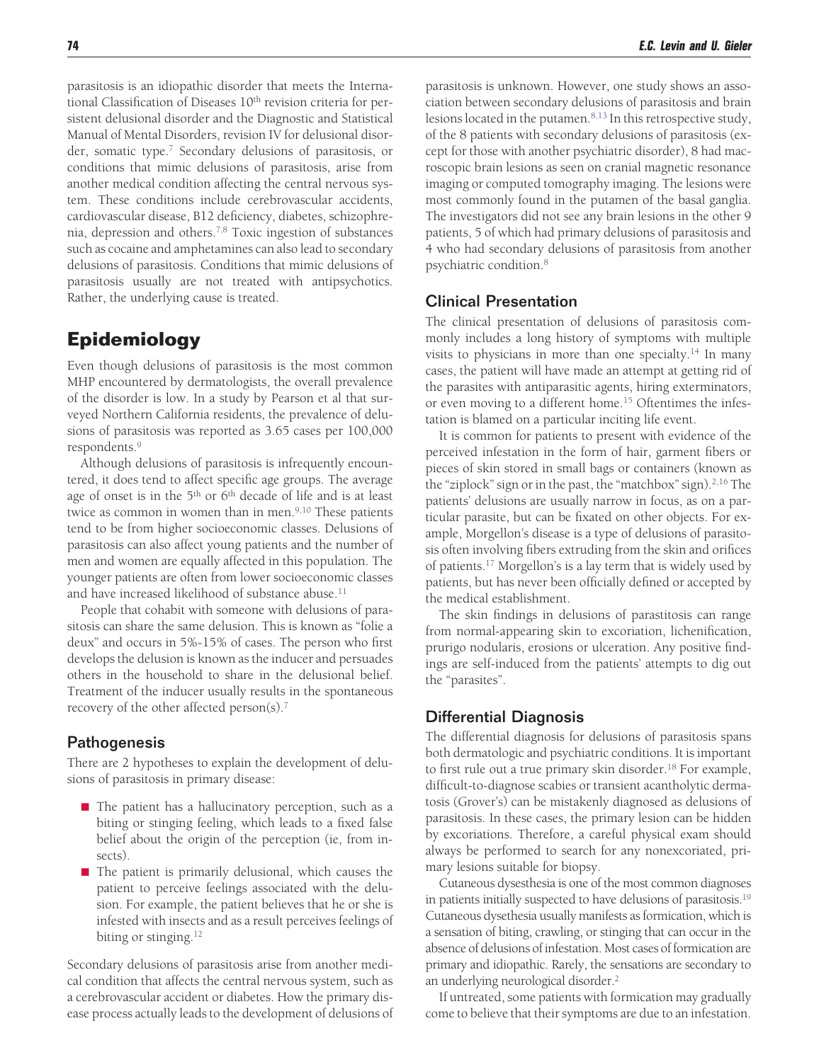parasitosis is an idiopathic disorder that meets the International Classification of Diseases 10th revision criteria for persistent delusional disorder and the Diagnostic and Statistical Manual of Mental Disorders, revision IV for delusional disorder, somatic type.[7] Secondary delusions of parasitosis, or conditions that mimic delusions of parasitosis, arise from another medical condition affecting the central nervous system. These conditions include cerebrovascular accidents, cardiovascular disease, B12 deficiency, diabetes, schizophrenia, depression and others.[7,8] Toxic ingestion of substances such as cocaine and amphetamines can also lead to secondary delusions of parasitosis. Conditions that mimic delusions of parasitosis usually are not treated with antipsychotics. Rather, the underlying cause is treated.

# Epidemiology

Even though delusions of parasitosis is the most common MHP encountered by dermatologists, the overall prevalence of the disorder is low. In a study by Pearson et al that surveyed Northern California residents, the prevalence of delusions of parasitosis was reported as 3.65 cases per 100,000 respondents.[9]

Although delusions of parasitosis is infrequently encountered, it does tend to affect specific age groups. The average age of onset is in the 5th or 6th decade of life and is at least twice as common in women than in men.[9,10] These patients tend to be from higher socioeconomic classes. Delusions of parasitosis can also affect young patients and the number of men and women are equally affected in this population. The younger patients are often from lower socioeconomic classes and have increased likelihood of substance abuse.[11]

People that cohabit with someone with delusions of parasitosis can share the same delusion. This is known as "folie a deux" and occurs in 5%-15% of cases. The person who first develops the delusion is known as the inducer and persuades others in the household to share in the delusional belief. Treatment of the inducer usually results in the spontaneous recovery of the other affected person(s).[7]

## Pathogenesis

There are 2 hypotheses to explain the development of delusions of parasitosis in primary disease:

- The patient has a hallucinatory perception, such as a biting or stinging feeling, which leads to a fixed false belief about the origin of the perception (ie, from insects).
- The patient is primarily delusional, which causes the patient to perceive feelings associated with the delusion. For example, the patient believes that he or she is infested with insects and as a result perceives feelings of biting or stinging.[12]

Secondary delusions of parasitosis arise from another medical condition that affects the central nervous system, such as a cerebrovascular accident or diabetes. How the primary disease process actually leads to the development of delusions of parasitosis is unknown. However, one study shows an association between secondary delusions of parasitosis and brain lesions located in the putamen.[8,13] In this retrospective study, of the 8 patients with secondary delusions of parasitosis (except for those with another psychiatric disorder), 8 had macroscopic brain lesions as seen on cranial magnetic resonance imaging or computed tomography imaging. The lesions were most commonly found in the putamen of the basal ganglia. The investigators did not see any brain lesions in the other 9 patients, 5 of which had primary delusions of parasitosis and 4 who had secondary delusions of parasitosis from another psychiatric condition.[8]

## Clinical Presentation

The clinical presentation of delusions of parasitosis commonly includes a long history of symptoms with multiple visits to physicians in more than one specialty.[14] In many cases, the patient will have made an attempt at getting rid of the parasites with antiparasitic agents, hiring exterminators, or even moving to a different home.[15] Oftentimes the infestation is blamed on a particular inciting life event.

It is common for patients to present with evidence of the perceived infestation in the form of hair, garment fibers or pieces of skin stored in small bags or containers (known as the "ziplock" sign or in the past, the "matchbox" sign).[2,16] The patients' delusions are usually narrow in focus, as on a particular parasite, but can be fixated on other objects. For example, Morgellon's disease is a type of delusions of parasitosis often involving fibers extruding from the skin and orifices of patients.[17] Morgellon's is a lay term that is widely used by patients, but has never been officially defined or accepted by the medical establishment.

The skin findings in delusions of parastitosis can range from normal-appearing skin to excoriation, lichenification, prurigo nodularis, erosions or ulceration. Any positive findings are self-induced from the patients' attempts to dig out the "parasites".

## Differential Diagnosis

The differential diagnosis for delusions of parasitosis spans both dermatologic and psychiatric conditions. It is important to first rule out a true primary skin disorder.[18] For example, difficult-to-diagnose scabies or transient acantholytic dermatosis (Grover's) can be mistakenly diagnosed as delusions of parasitosis. In these cases, the primary lesion can be hidden by excoriations. Therefore, a careful physical exam should always be performed to search for any nonexcoriated, primary lesions suitable for biopsy.

Cutaneous dysesthesia is one of the most common diagnoses in patients initially suspected to have delusions of parasitosis.[19] Cutaneous dysethesia usually manifests as formication, which is a sensation of biting, crawling, or stinging that can occur in the absence of delusions of infestation. Most cases of formication are primary and idiopathic. Rarely, the sensations are secondary to an underlying neurological disorder.[2]

If untreated, some patients with formication may gradually come to believe that their symptoms are due to an infestation.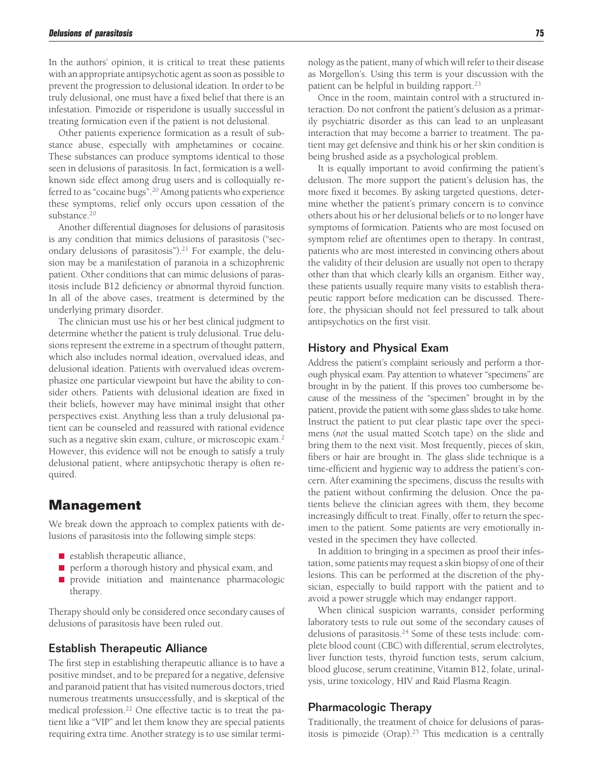In the authors' opinion, it is critical to treat these patients with an appropriate antipsychotic agent as soon as possible to prevent the progression to delusional ideation. In order to be truly delusional, one must have a fixed belief that there is an infestation. Pimozide or risperidone is usually successful in treating formication even if the patient is not delusional.

Other patients experience formication as a result of substance abuse, especially with amphetamines or cocaine. These substances can produce symptoms identical to those seen in delusions of parasitosis. In fact, formication is a well-known side effect among drug users and is colloquially referred to as "cocaine bugs".[20] Among patients who experience these symptoms, relief only occurs upon cessation of the substance.[20]

Another differential diagnoses for delusions of parasitosis is any condition that mimics delusions of parasitosis ("secondary delusions of parasitosis").[21] For example, the delusion may be a manifestation of paranoia in a schizophrenic patient. Other conditions that can mimic delusions of parasitosis include B12 deficiency or abnormal thyroid function. In all of the above cases, treatment is determined by the underlying primary disorder.

The clinician must use his or her best clinical judgment to determine whether the patient is truly delusional. True delusions represent the extreme in a spectrum of thought pattern, which also includes normal ideation, overvalued ideas, and delusional ideation. Patients with overvalued ideas overemphasize one particular viewpoint but have the ability to consider others. Patients with delusional ideation are fixed in their beliefs, however may have minimal insight that other perspectives exist. Anything less than a truly delusional patient can be counseled and reassured with rational evidence such as a negative skin exam, culture, or microscopic exam.[2] However, this evidence will not be enough to satisfy a truly delusional patient, where antipsychotic therapy is often required.

# Management

We break down the approach to complex patients with delusions of parasitosis into the following simple steps:

- establish therapeutic alliance,
- perform a thorough history and physical exam, and
- provide initiation and maintenance pharmacologic therapy.

Therapy should only be considered once secondary causes of delusions of parasitosis have been ruled out.

## Establish Therapeutic Alliance

The first step in establishing therapeutic alliance is to have a positive mindset, and to be prepared for a negative, defensive and paranoid patient that has visited numerous doctors, tried numerous treatments unsuccessfully, and is skeptical of the medical profession.[22] One effective tactic is to treat the patient like a "VIP" and let them know they are special patients requiring extra time. Another strategy is to use similar terminology as the patient, many of which will refer to their disease as Morgellon's. Using this term is your discussion with the patient can be helpful in building rapport.[23]

Once in the room, maintain control with a structured interaction. Do not confront the patient's delusion as a primarily psychiatric disorder as this can lead to an unpleasant interaction that may become a barrier to treatment. The patient may get defensive and think his or her skin condition is being brushed aside as a psychological problem.

It is equally important to avoid confirming the patient's delusion. The more support the patient's delusion has, the more fixed it becomes. By asking targeted questions, determine whether the patient's primary concern is to convince others about his or her delusional beliefs or to no longer have symptoms of formication. Patients who are most focused on symptom relief are oftentimes open to therapy. In contrast, patients who are most interested in convincing others about the validity of their delusion are usually not open to therapy other than that which clearly kills an organism. Either way, these patients usually require many visits to establish therapeutic rapport before medication can be discussed. Therefore, the physician should not feel pressured to talk about antipsychotics on the first visit.

## History and Physical Exam

Address the patient's complaint seriously and perform a thorough physical exam. Pay attention to whatever "specimens" are brought in by the patient. If this proves too cumbersome because of the messiness of the "specimen" brought in by the patient, provide the patient with some glass slides to take home. Instruct the patient to put clear plastic tape over the specimens (*not* the usual matted Scotch tape) on the slide and bring them to the next visit. Most frequently, pieces of skin, fibers or hair are brought in. The glass slide technique is a time-efficient and hygienic way to address the patient's concern. After examining the specimens, discuss the results with the patient without confirming the delusion. Once the patients believe the clinician agrees with them, they become increasingly difficult to treat. Finally, offer to return the specimen to the patient. Some patients are very emotionally invested in the specimen they have collected.

In addition to bringing in a specimen as proof their infestation, some patients may request a skin biopsy of one of their lesions. This can be performed at the discretion of the physician, especially to build rapport with the patient and to avoid a power struggle which may endanger rapport.

When clinical suspicion warrants, consider performing laboratory tests to rule out some of the secondary causes of delusions of parasitosis.[24] Some of these tests include: complete blood count (CBC) with differential, serum electrolytes, liver function tests, thyroid function tests, serum calcium, blood glucose, serum creatinine, Vitamin B12, folate, urinalysis, urine toxicology, HIV and Raid Plasma Reagin.

## Pharmacologic Therapy

Traditionally, the treatment of choice for delusions of parasitosis is pimozide (Orap).[25] This medication is a centrally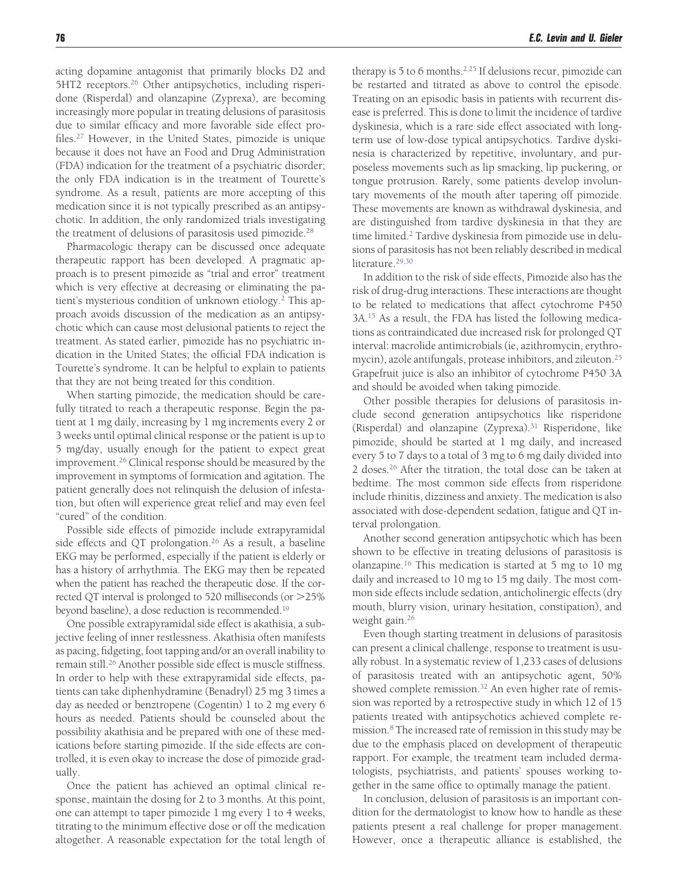acting dopamine antagonist that primarily blocks D2 and 5HT2 receptors.[26] Other antipsychotics, including risperidone (Risperdal) and olanzapine (Zyprexa), are becoming increasingly more popular in treating delusions of parasitosis due to similar efficacy and more favorable side effect profiles.[27] However, in the United States, pimozide is unique because it does not have an Food and Drug Administration (FDA) indication for the treatment of a psychiatric disorder; the only FDA indication is in the treatment of Tourette's syndrome. As a result, patients are more accepting of this medication since it is not typically prescribed as an antipsychotic. In addition, the only randomized trials investigating the treatment of delusions of parasitosis used pimozide.[28]

Pharmacologic therapy can be discussed once adequate therapeutic rapport has been developed. A pragmatic approach is to present pimozide as "trial and error" treatment which is very effective at decreasing or eliminating the patient's mysterious condition of unknown etiology.[2] This approach avoids discussion of the medication as an antipsychotic which can cause most delusional patients to reject the treatment. As stated earlier, pimozide has no psychiatric indication in the United States; the official FDA indication is Tourette's syndrome. It can be helpful to explain to patients that they are not being treated for this condition.

When starting pimozide, the medication should be carefully titrated to reach a therapeutic response. Begin the patient at 1 mg daily, increasing by 1 mg increments every 2 or 3 weeks until optimal clinical response or the patient is up to 5 mg/day, usually enough for the patient to expect great improvement.[26] Clinical response should be measured by the improvement in symptoms of formication and agitation. The patient generally does not relinquish the delusion of infestation, but often will experience great relief and may even feel "cured" of the condition.

Possible side effects of pimozide include extrapyramidal side effects and QT prolongation.[26] As a result, a baseline EKG may be performed, especially if the patient is elderly or has a history of arrhythmia. The EKG may then be repeated when the patient has reached the therapeutic dose. If the corrected QT interval is prolonged to 520 milliseconds (or >25% beyond baseline), a dose reduction is recommended.[19]

One possible extrapyramidal side effect is akathisia, a subjective feeling of inner restlessness. Akathisia often manifests as pacing, fidgeting, foot tapping and/or an overall inability to remain still.[26] Another possible side effect is muscle stiffness. In order to help with these extrapyramidal side effects, patients can take diphenhydramine (Benadryl) 25 mg 3 times a day as needed or benztropene (Cogentin) 1 to 2 mg every 6 hours as needed. Patients should be counseled about the possibility akathisia and be prepared with one of these medications before starting pimozide. If the side effects are controlled, it is even okay to increase the dose of pimozide gradually.

Once the patient has achieved an optimal clinical response, maintain the dosing for 2 to 3 months. At this point, one can attempt to taper pimozide 1 mg every 1 to 4 weeks, titrating to the minimum effective dose or off the medication altogether. A reasonable expectation for the total length of therapy is 5 to 6 months.[2,25] If delusions recur, pimozide can be restarted and titrated as above to control the episode. Treating on an episodic basis in patients with recurrent disease is preferred. This is done to limit the incidence of tardive dyskinesia, which is a rare side effect associated with long-term use of low-dose typical antipsychotics. Tardive dyskinesia is characterized by repetitive, involuntary, and purposeless movements such as lip smacking, lip puckering, or tongue protrusion. Rarely, some patients develop involuntary movements of the mouth after tapering off pimozide. These movements are known as withdrawal dyskinesia, and are distinguished from tardive dyskinesia in that they are time limited.[2] Tardive dyskinesia from pimozide use in delusions of parasitosis has not been reliably described in medical literature.[29,30]

In addition to the risk of side effects, Pimozide also has the risk of drug-drug interactions. These interactions are thought to be related to medications that affect cytochrome P450 3A.[15] As a result, the FDA has listed the following medications as contraindicated due increased risk for prolonged QT interval: macrolide antimicrobials (ie, azithromycin, erythromycin), azole antifungals, protease inhibitors, and zileuton.[25] Grapefruit juice is also an inhibitor of cytochrome P450 3A and should be avoided when taking pimozide.

Other possible therapies for delusions of parasitosis include second generation antipsychotics like risperidone (Risperdal) and olanzapine (Zyprexa).[31] Risperidone, like pimozide, should be started at 1 mg daily, and increased every 5 to 7 days to a total of 3 mg to 6 mg daily divided into 2 doses.[26] After the titration, the total dose can be taken at bedtime. The most common side effects from risperidone include rhinitis, dizziness and anxiety. The medication is also associated with dose-dependent sedation, fatigue and QT interval prolongation.

Another second generation antipsychotic which has been shown to be effective in treating delusions of parasitosis is olanzapine.[16] This medication is started at 5 mg to 10 mg daily and increased to 10 mg to 15 mg daily. The most common side effects include sedation, anticholinergic effects (dry mouth, blurry vision, urinary hesitation, constipation), and weight gain.[26]

Even though starting treatment in delusions of parasitosis can present a clinical challenge, response to treatment is usually robust. In a systematic review of 1,233 cases of delusions of parasitosis treated with an antipsychotic agent, 50% showed complete remission.[32] An even higher rate of remission was reported by a retrospective study in which 12 of 15 patients treated with antipsychotics achieved complete remission.[8] The increased rate of remission in this study may be due to the emphasis placed on development of therapeutic rapport. For example, the treatment team included dermatologists, psychiatrists, and patients' spouses working together in the same office to optimally manage the patient.

In conclusion, delusion of parasitosis is an important condition for the dermatologist to know how to handle as these patients present a real challenge for proper management. However, once a therapeutic alliance is established, the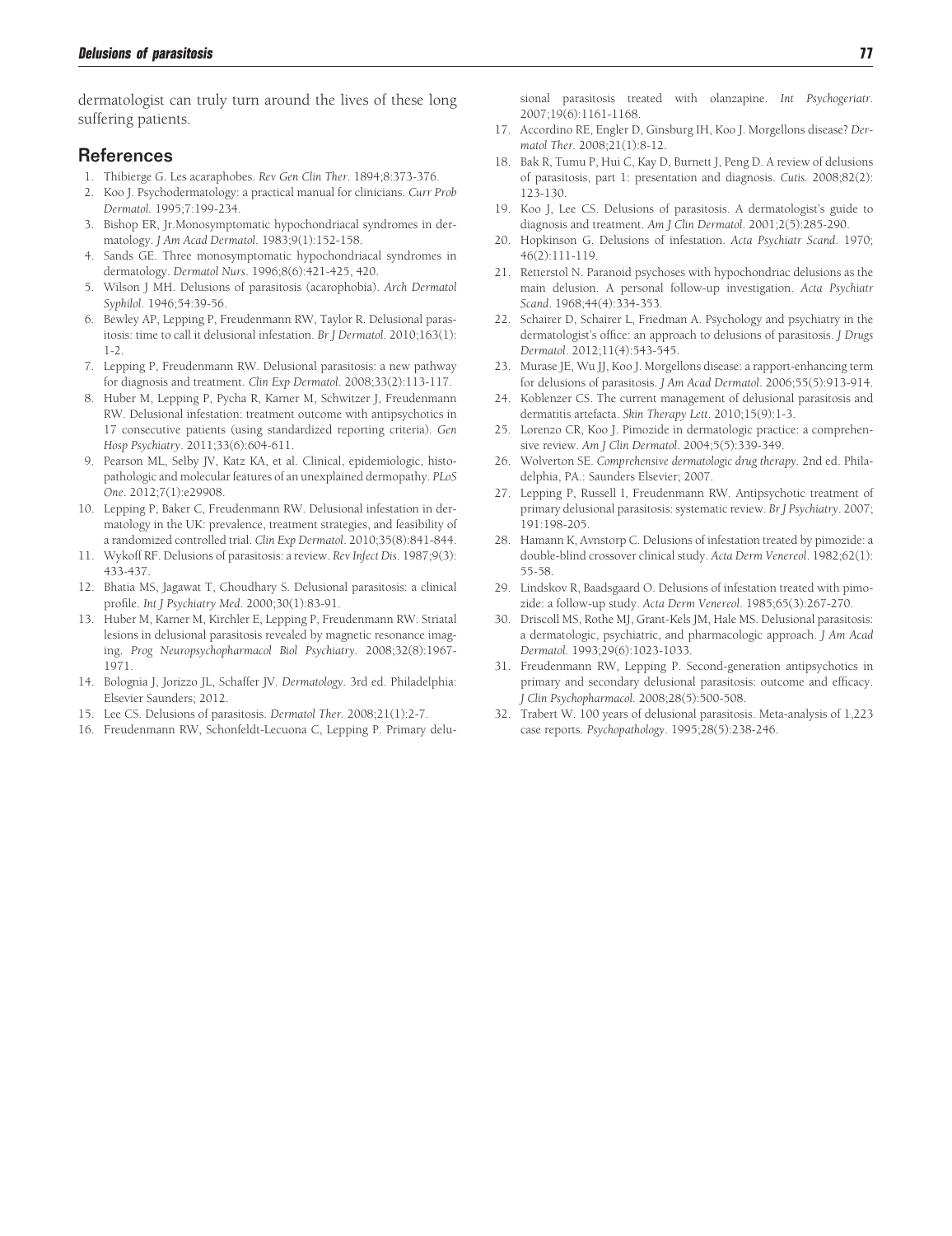dermatologist can truly turn around the lives of these long suffering patients.

## References

1. Thibierge G. Les acaraphobes. *Rev Gen Clin Ther*. 1894;8:373-376.
2. Koo J. Psychodermatology: a practical manual for clinicians. *Curr Prob Dermatol.* 1995;7:199-234.
3. Bishop ER, Jr.Monosymptomatic hypochondriacal syndromes in dermatology. *J Am Acad Dermatol*. 1983;9(1):152-158.
4. Sands GE. Three monosymptomatic hypochondriacal syndromes in dermatology. *Dermatol Nurs*. 1996;8(6):421-425, 420.
5. Wilson J MH. Delusions of parasitosis (acarophobia). *Arch Dermatol Syphilol*. 1946;54:39-56.
6. Bewley AP, Lepping P, Freudenmann RW, Taylor R. Delusional parasitosis: time to call it delusional infestation. *Br J Dermatol*. 2010;163(1): 1-2.
7. Lepping P, Freudenmann RW. Delusional parasitosis: a new pathway for diagnosis and treatment. *Clin Exp Dermatol*. 2008;33(2):113-117.
8. Huber M, Lepping P, Pycha R, Karner M, Schwitzer J, Freudenmann RW. Delusional infestation: treatment outcome with antipsychotics in 17 consecutive patients (using standardized reporting criteria). *Gen Hosp Psychiatry*. 2011;33(6):604-611.
9. Pearson ML, Selby JV, Katz KA, et al. Clinical, epidemiologic, histopathologic and molecular features of an unexplained dermopathy. *PLoS One*. 2012;7(1):e29908.
10. Lepping P, Baker C, Freudenmann RW. Delusional infestation in dermatology in the UK: prevalence, treatment strategies, and feasibility of a randomized controlled trial. *Clin Exp Dermatol*. 2010;35(8):841-844.
11. Wykoff RF. Delusions of parasitosis: a review. *Rev Infect Dis*. 1987;9(3): 433-437.
12. Bhatia MS, Jagawat T, Choudhary S. Delusional parasitosis: a clinical profile. *Int J Psychiatry Med*. 2000;30(1):83-91.
13. Huber M, Karner M, Kirchler E, Lepping P, Freudenmann RW. Striatal lesions in delusional parasitosis revealed by magnetic resonance imaging. *Prog Neuropsychopharmacol Biol Psychiatry*. 2008;32(8):1967-1971.
14. Bolognia J, Jorizzo JL, Schaffer JV. *Dermatology*. 3rd ed. Philadelphia: Elsevier Saunders; 2012.
15. Lee CS. Delusions of parasitosis. *Dermatol Ther*. 2008;21(1):2-7.
16. Freudenmann RW, Schonfeldt-Lecuona C, Lepping P. Primary delusional parasitosis treated with olanzapine. *Int Psychogeriatr*. 2007;19(6):1161-1168.
17. Accordino RE, Engler D, Ginsburg IH, Koo J. Morgellons disease? *Dermatol Ther*. 2008;21(1):8-12.
18. Bak R, Tumu P, Hui C, Kay D, Burnett J, Peng D. A review of delusions of parasitosis, part 1: presentation and diagnosis. *Cutis*. 2008;82(2): 123-130.
19. Koo J, Lee CS. Delusions of parasitosis. A dermatologist's guide to diagnosis and treatment. *Am J Clin Dermatol*. 2001;2(5):285-290.
20. Hopkinson G. Delusions of infestation. *Acta Psychiatr Scand*. 1970; 46(2):111-119.
21. Retterstol N. Paranoid psychoses with hypochondriac delusions as the main delusion. A personal follow-up investigation. *Acta Psychiatr Scand*. 1968;44(4):334-353.
22. Schairer D, Schairer L, Friedman A. Psychology and psychiatry in the dermatologist's office: an approach to delusions of parasitosis. *J Drugs Dermatol*. 2012;11(4):543-545.
23. Murase JE, Wu JJ, Koo J. Morgellons disease: a rapport-enhancing term for delusions of parasitosis. *J Am Acad Dermatol*. 2006;55(5):913-914.
24. Koblenzer CS. The current management of delusional parasitosis and dermatitis artefacta. *Skin Therapy Lett*. 2010;15(9):1-3.
25. Lorenzo CR, Koo J. Pimozide in dermatologic practice: a comprehensive review. *Am J Clin Dermatol*. 2004;5(5):339-349.
26. Wolverton SE. *Comprehensive dermatologic drug therapy*. 2nd ed. Philadelphia, PA.: Saunders Elsevier; 2007.
27. Lepping P, Russell I, Freudenmann RW. Antipsychotic treatment of primary delusional parasitosis: systematic review. *Br J Psychiatry*. 2007; 191:198-205.
28. Hamann K, Avnstorp C. Delusions of infestation treated by pimozide: a double-blind crossover clinical study. *Acta Derm Venereol*. 1982;62(1): 55-58.
29. Lindskov R, Baadsgaard O. Delusions of infestation treated with pimozide: a follow-up study. *Acta Derm Venereol*. 1985;65(3):267-270.
30. Driscoll MS, Rothe MJ, Grant-Kels JM, Hale MS. Delusional parasitosis: a dermatologic, psychiatric, and pharmacologic approach. *J Am Acad Dermatol*. 1993;29(6):1023-1033.
31. Freudenmann RW, Lepping P. Second-generation antipsychotics in primary and secondary delusional parasitosis: outcome and efficacy. *J Clin Psychopharmacol*. 2008;28(5):500-508.
32. Trabert W. 100 years of delusional parasitosis. Meta-analysis of 1,223 case reports. *Psychopathology*. 1995;28(5):238-246.